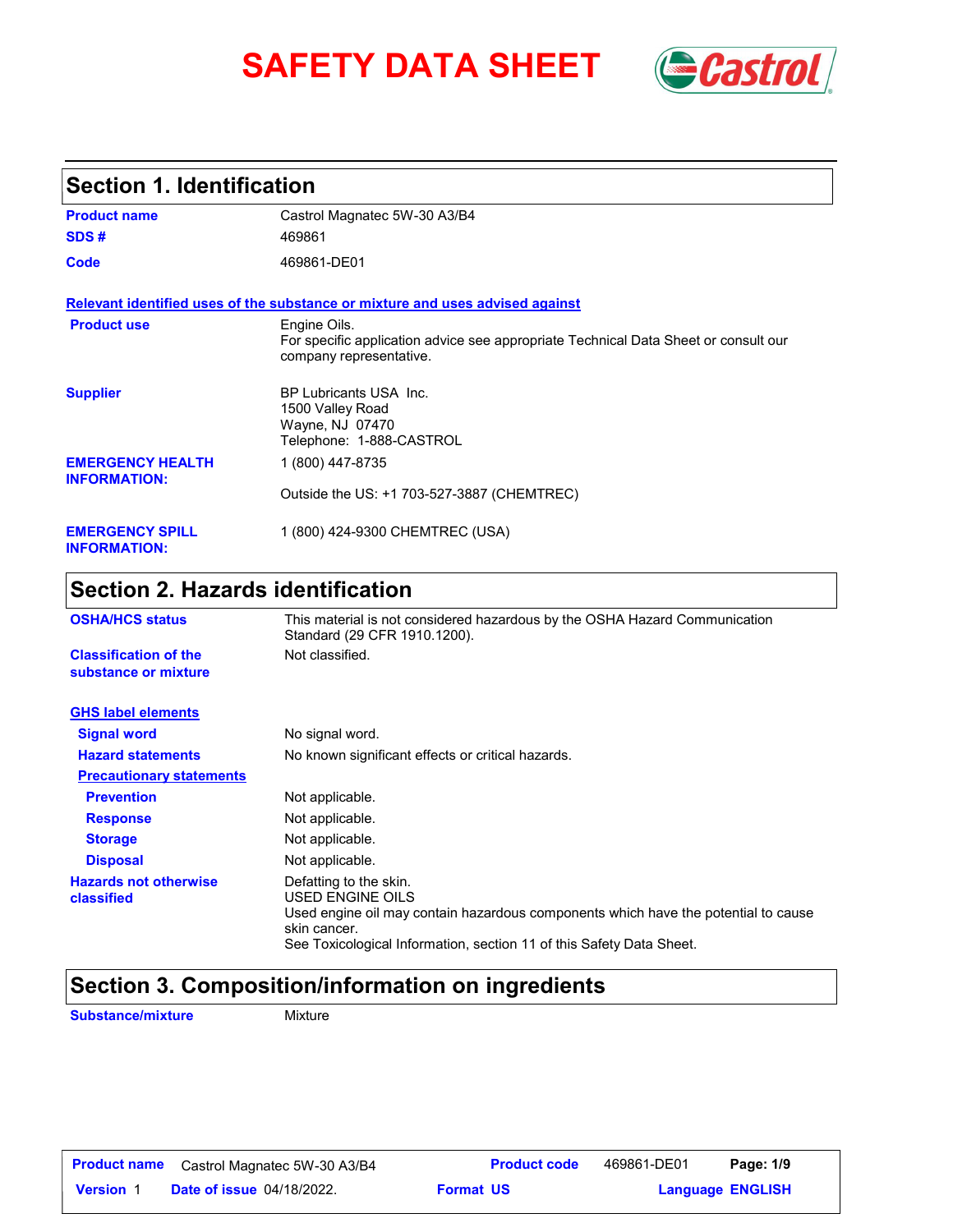# SAFETY DATA SHEET

## Section 1. Identification

| | |
|---|---|
| **Product name** | Castrol Magnatec 5W-30 A3/B4 |
| **SDS #** | 469861 |
| **Code** | 469861-DE01 |

**Relevant identified uses of the substance or mixture and uses advised against**

| | |
|---|---|
| **Product use** | Engine Oils. For specific application advice see appropriate Technical Data Sheet or consult our company representative. |
| **Supplier** | BP Lubricants USA Inc. 1500 Valley Road Wayne, NJ 07470 Telephone: 1-888-CASTROL |
| **EMERGENCY HEALTH INFORMATION:** | 1 (800) 447-8735 Outside the US: +1 703-527-3887 (CHEMTREC) |
| **EMERGENCY SPILL INFORMATION:** | 1 (800) 424-9300 CHEMTREC (USA) |

## Section 2. Hazards identification

| | |
|---|---|
| **OSHA/HCS status** | This material is not considered hazardous by the OSHA Hazard Communication Standard (29 CFR 1910.1200). |
| **Classification of the substance or mixture** | Not classified. |

**GHS label elements**

| | |
|---|---|
| **Signal word** | No signal word. |
| **Hazard statements** | No known significant effects or critical hazards. |

**Precautionary statements**

| | |
|---|---|
| **Prevention** | Not applicable. |
| **Response** | Not applicable. |
| **Storage** | Not applicable. |
| **Disposal** | Not applicable. |
| **Hazards not otherwise classified** | Defatting to the skin. USED ENGINE OILS Used engine oil may contain hazardous components which have the potential to cause skin cancer. See Toxicological Information, section 11 of this Safety Data Sheet. |

## Section 3. Composition/information on ingredients

| | |
|---|---|
| **Substance/mixture** | Mixture |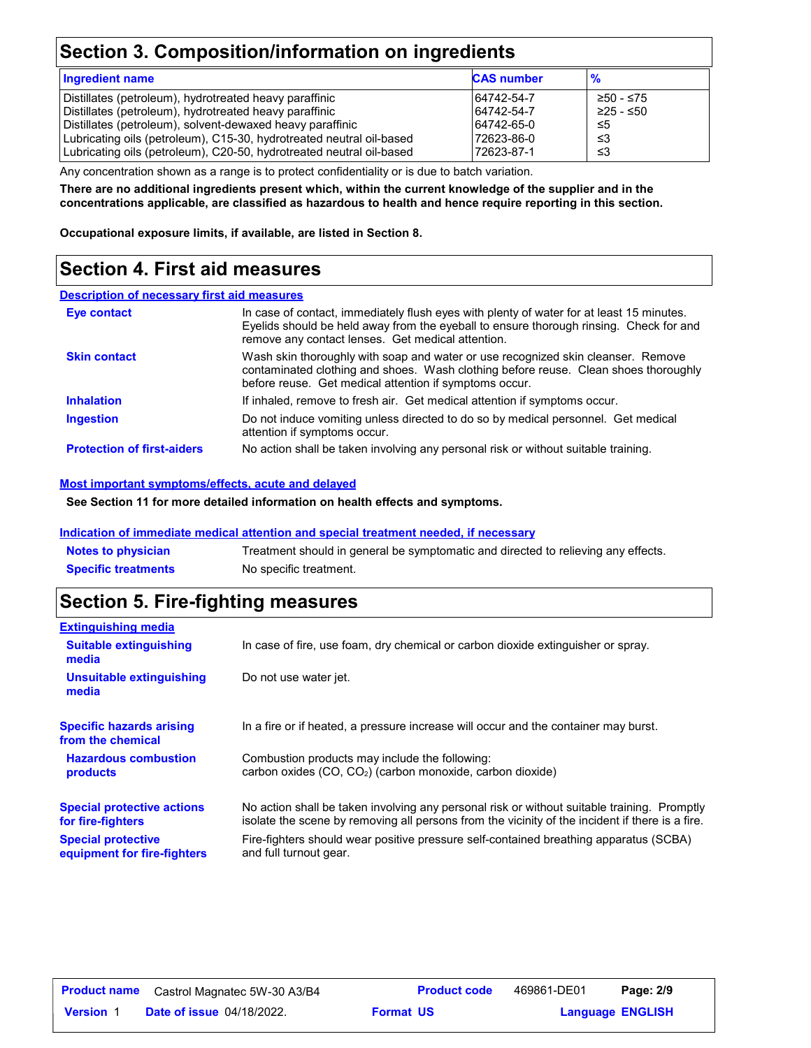## Section 3. Composition/information on ingredients

| Ingredient name | CAS number | % |
|---|---|---|
| Distillates (petroleum), hydrotreated heavy paraffinic | 64742-54-7 | ≥50 - ≤75 |
| Distillates (petroleum), hydrotreated heavy paraffinic | 64742-54-7 | ≥25 - ≤50 |
| Distillates (petroleum), solvent-dewaxed heavy paraffinic | 64742-65-0 | ≤5 |
| Lubricating oils (petroleum), C15-30, hydrotreated neutral oil-based | 72623-86-0 | ≤3 |
| Lubricating oils (petroleum), C20-50, hydrotreated neutral oil-based | 72623-87-1 | ≤3 |

Any concentration shown as a range is to protect confidentiality or is due to batch variation.

**There are no additional ingredients present which, within the current knowledge of the supplier and in the concentrations applicable, are classified as hazardous to health and hence require reporting in this section.**

**Occupational exposure limits, if available, are listed in Section 8.**

## Section 4. First aid measures

### Description of necessary first aid measures

**Eye contact**: In case of contact, immediately flush eyes with plenty of water for at least 15 minutes. Eyelids should be held away from the eyeball to ensure thorough rinsing. Check for and remove any contact lenses. Get medical attention.

**Skin contact**: Wash skin thoroughly with soap and water or use recognized skin cleanser. Remove contaminated clothing and shoes. Wash clothing before reuse. Clean shoes thoroughly before reuse. Get medical attention if symptoms occur.

**Inhalation**: If inhaled, remove to fresh air. Get medical attention if symptoms occur.

**Ingestion**: Do not induce vomiting unless directed to do so by medical personnel. Get medical attention if symptoms occur.

**Protection of first-aiders**: No action shall be taken involving any personal risk or without suitable training.

### Most important symptoms/effects, acute and delayed

**See Section 11 for more detailed information on health effects and symptoms.**

### Indication of immediate medical attention and special treatment needed, if necessary

**Notes to physician**: Treatment should in general be symptomatic and directed to relieving any effects.

**Specific treatments**: No specific treatment.

## Section 5. Fire-fighting measures

### Extinguishing media

**Suitable extinguishing media**: In case of fire, use foam, dry chemical or carbon dioxide extinguisher or spray.

**Unsuitable extinguishing media**: Do not use water jet.

**Specific hazards arising from the chemical**: In a fire or if heated, a pressure increase will occur and the container may burst.

**Hazardous combustion products**: Combustion products may include the following:
carbon oxides ($CO$, $CO_2$) (carbon monoxide, carbon dioxide)

**Special protective actions for fire-fighters**: No action shall be taken involving any personal risk or without suitable training. Promptly isolate the scene by removing all persons from the vicinity of the incident if there is a fire.

**Special protective equipment for fire-fighters**: Fire-fighters should wear positive pressure self-contained breathing apparatus (SCBA) and full turnout gear.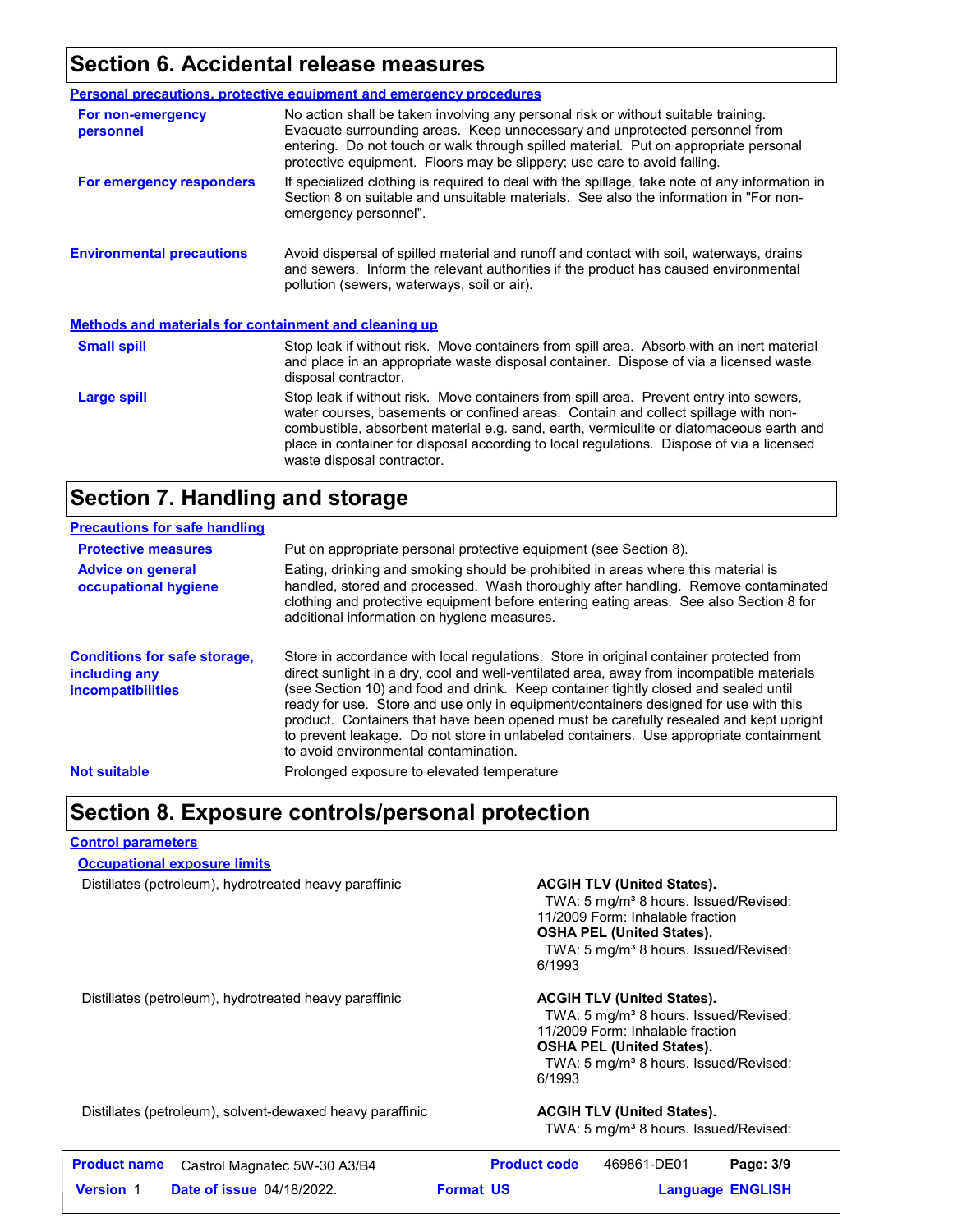## Section 6. Accidental release measures

### Personal precautions, protective equipment and emergency procedures

**For non-emergency personnel**

No action shall be taken involving any personal risk or without suitable training. Evacuate surrounding areas. Keep unnecessary and unprotected personnel from entering. Do not touch or walk through spilled material. Put on appropriate personal protective equipment. Floors may be slippery; use care to avoid falling.

**For emergency responders**

If specialized clothing is required to deal with the spillage, take note of any information in Section 8 on suitable and unsuitable materials. See also the information in "For non-emergency personnel".

**Environmental precautions**

Avoid dispersal of spilled material and runoff and contact with soil, waterways, drains and sewers. Inform the relevant authorities if the product has caused environmental pollution (sewers, waterways, soil or air).

### Methods and materials for containment and cleaning up

**Small spill**

Stop leak if without risk. Move containers from spill area. Absorb with an inert material and place in an appropriate waste disposal container. Dispose of via a licensed waste disposal contractor.

**Large spill**

Stop leak if without risk. Move containers from spill area. Prevent entry into sewers, water courses, basements or confined areas. Contain and collect spillage with non-combustible, absorbent material e.g. sand, earth, vermiculite or diatomaceous earth and place in container for disposal according to local regulations. Dispose of via a licensed waste disposal contractor.

## Section 7. Handling and storage

### Precautions for safe handling

**Protective measures**

Put on appropriate personal protective equipment (see Section 8).

**Advice on general occupational hygiene**

Eating, drinking and smoking should be prohibited in areas where this material is handled, stored and processed. Wash thoroughly after handling. Remove contaminated clothing and protective equipment before entering eating areas. See also Section 8 for additional information on hygiene measures.

**Conditions for safe storage, including any incompatibilities**

Store in accordance with local regulations. Store in original container protected from direct sunlight in a dry, cool and well-ventilated area, away from incompatible materials (see Section 10) and food and drink. Keep container tightly closed and sealed until ready for use. Store and use only in equipment/containers designed for use with this product. Containers that have been opened must be carefully resealed and kept upright to prevent leakage. Do not store in unlabeled containers. Use appropriate containment to avoid environmental contamination.

**Not suitable**

Prolonged exposure to elevated temperature

## Section 8. Exposure controls/personal protection

### Control parameters

#### Occupational exposure limits

| Ingredient | Exposure limits |
|---|---|
| Distillates (petroleum), hydrotreated heavy paraffinic | **ACGIH TLV (United States).** TWA: 5 mg/m³ 8 hours. Issued/Revised: 11/2009 Form: Inhalable fraction **OSHA PEL (United States).** TWA: 5 mg/m³ 8 hours. Issued/Revised: 6/1993 |
| Distillates (petroleum), hydrotreated heavy paraffinic | **ACGIH TLV (United States).** TWA: 5 mg/m³ 8 hours. Issued/Revised: 11/2009 Form: Inhalable fraction **OSHA PEL (United States).** TWA: 5 mg/m³ 8 hours. Issued/Revised: 6/1993 |
| Distillates (petroleum), solvent-dewaxed heavy paraffinic | **ACGIH TLV (United States).** TWA: 5 mg/m³ 8 hours. Issued/Revised: |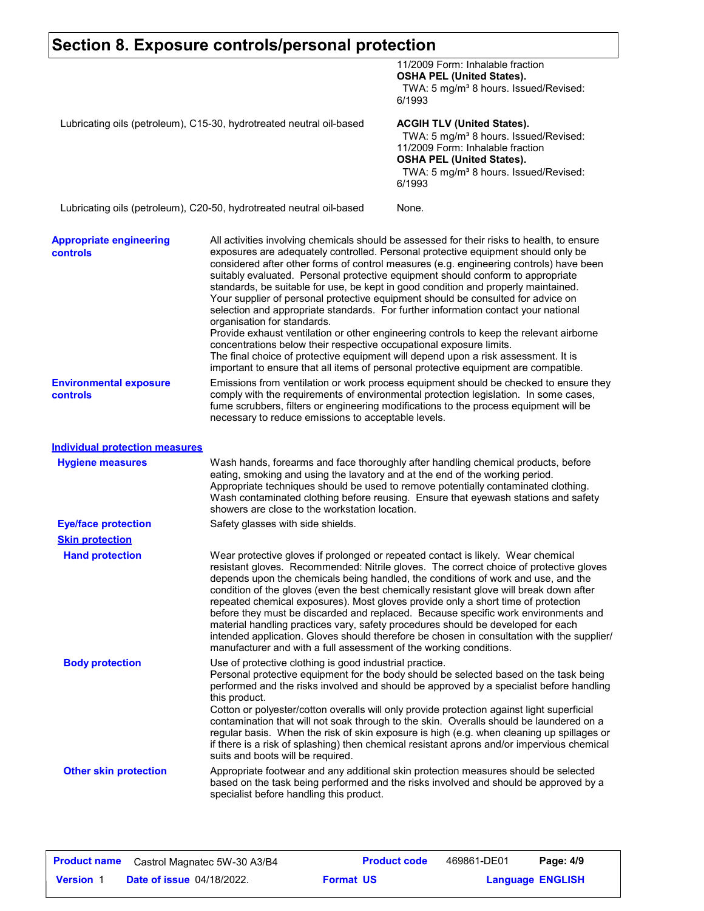# Section 8. Exposure controls/personal protection

| | |
|---|---|
| | 11/2009 Form: Inhalable fraction<br>**OSHA PEL (United States).**<br>TWA: 5 mg/m³ 8 hours. Issued/Revised: 6/1993 |
| Lubricating oils (petroleum), C15-30, hydrotreated neutral oil-based | **ACGIH TLV (United States).**<br>TWA: 5 mg/m³ 8 hours. Issued/Revised: 11/2009 Form: Inhalable fraction<br>**OSHA PEL (United States).**<br>TWA: 5 mg/m³ 8 hours. Issued/Revised: 6/1993 |
| Lubricating oils (petroleum), C20-50, hydrotreated neutral oil-based | None. |

**Appropriate engineering controls**

All activities involving chemicals should be assessed for their risks to health, to ensure exposures are adequately controlled. Personal protective equipment should only be considered after other forms of control measures (e.g. engineering controls) have been suitably evaluated. Personal protective equipment should conform to appropriate standards, be suitable for use, be kept in good condition and properly maintained. Your supplier of personal protective equipment should be consulted for advice on selection and appropriate standards. For further information contact your national organisation for standards.
Provide exhaust ventilation or other engineering controls to keep the relevant airborne concentrations below their respective occupational exposure limits.
The final choice of protective equipment will depend upon a risk assessment. It is important to ensure that all items of personal protective equipment are compatible.

**Environmental exposure controls**

Emissions from ventilation or work process equipment should be checked to ensure they comply with the requirements of environmental protection legislation. In some cases, fume scrubbers, filters or engineering modifications to the process equipment will be necessary to reduce emissions to acceptable levels.

## Individual protection measures

**Hygiene measures**

Wash hands, forearms and face thoroughly after handling chemical products, before eating, smoking and using the lavatory and at the end of the working period. Appropriate techniques should be used to remove potentially contaminated clothing. Wash contaminated clothing before reusing. Ensure that eyewash stations and safety showers are close to the workstation location.

**Eye/face protection**

Safety glasses with side shields.

### Skin protection

**Hand protection**

Wear protective gloves if prolonged or repeated contact is likely. Wear chemical resistant gloves. Recommended: Nitrile gloves. The correct choice of protective gloves depends upon the chemicals being handled, the conditions of work and use, and the condition of the gloves (even the best chemically resistant glove will break down after repeated chemical exposures). Most gloves provide only a short time of protection before they must be discarded and replaced. Because specific work environments and material handling practices vary, safety procedures should be developed for each intended application. Gloves should therefore be chosen in consultation with the supplier/manufacturer and with a full assessment of the working conditions.

**Body protection**

Use of protective clothing is good industrial practice.
Personal protective equipment for the body should be selected based on the task being performed and the risks involved and should be approved by a specialist before handling this product.
Cotton or polyester/cotton overalls will only provide protection against light superficial contamination that will not soak through to the skin. Overalls should be laundered on a regular basis. When the risk of skin exposure is high (e.g. when cleaning up spillages or if there is a risk of splashing) then chemical resistant aprons and/or impervious chemical suits and boots will be required.

**Other skin protection**

Appropriate footwear and any additional skin protection measures should be selected based on the task being performed and the risks involved and should be approved by a specialist before handling this product.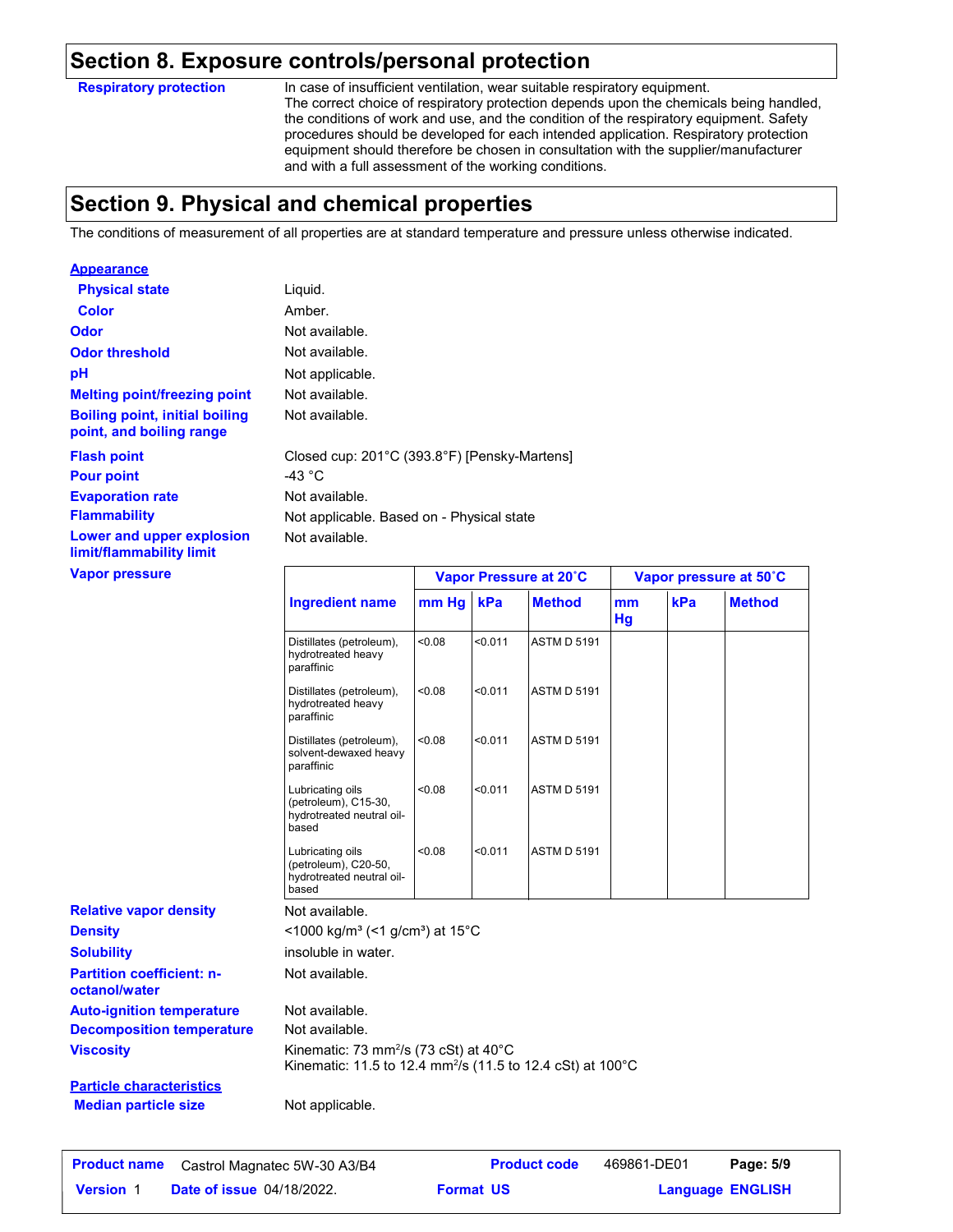## Section 8. Exposure controls/personal protection

**Respiratory protection**

In case of insufficient ventilation, wear suitable respiratory equipment.
The correct choice of respiratory protection depends upon the chemicals being handled, the conditions of work and use, and the condition of the respiratory equipment. Safety procedures should be developed for each intended application. Respiratory protection equipment should therefore be chosen in consultation with the supplier/manufacturer and with a full assessment of the working conditions.

## Section 9. Physical and chemical properties

The conditions of measurement of all properties are at standard temperature and pressure unless otherwise indicated.

**Appearance**

**Physical state**: Liquid.

**Color**: Amber.

**Odor**: Not available.

**Odor threshold**: Not available.

**pH**: Not applicable.

**Melting point/freezing point**: Not available.

**Boiling point, initial boiling point, and boiling range**: Not available.

**Flash point**: Closed cup: 201°C (393.8°F) [Pensky-Martens]

**Pour point**: -43 °C

**Evaporation rate**: Not available.

**Flammability**: Not applicable. Based on - Physical state

**Lower and upper explosion limit/flammability limit**: Not available.

**Vapor pressure**

| Ingredient name | Vapor Pressure at 20˚C | | | Vapor pressure at 50˚C | | |
|---|---|---|---|---|---|---|
| | mm Hg | kPa | Method | mm Hg | kPa | Method |
| Distillates (petroleum), hydrotreated heavy paraffinic | <0.08 | <0.011 | ASTM D 5191 | | | |
| Distillates (petroleum), hydrotreated heavy paraffinic | <0.08 | <0.011 | ASTM D 5191 | | | |
| Distillates (petroleum), solvent-dewaxed heavy paraffinic | <0.08 | <0.011 | ASTM D 5191 | | | |
| Lubricating oils (petroleum), C15-30, hydrotreated neutral oil-based | <0.08 | <0.011 | ASTM D 5191 | | | |
| Lubricating oils (petroleum), C20-50, hydrotreated neutral oil-based | <0.08 | <0.011 | ASTM D 5191 | | | |

**Relative vapor density**: Not available.

**Density**: <1000 kg/m³ (<1 g/cm³) at 15°C

**Solubility**: insoluble in water.

**Partition coefficient: n-octanol/water**: Not available.

**Auto-ignition temperature**: Not available.

**Decomposition temperature**: Not available.

**Viscosity**: Kinematic: 73 mm²/s (73 cSt) at 40°C
Kinematic: 11.5 to 12.4 mm²/s (11.5 to 12.4 cSt) at 100°C

**Particle characteristics**

**Median particle size**: Not applicable.

| Product name | Castrol Magnatec 5W-30 A3/B4 | Product code | 469861-DE01 |
|---|---|---|---|
| Version 1 | Date of issue 04/18/2022. | Format US | Language ENGLISH |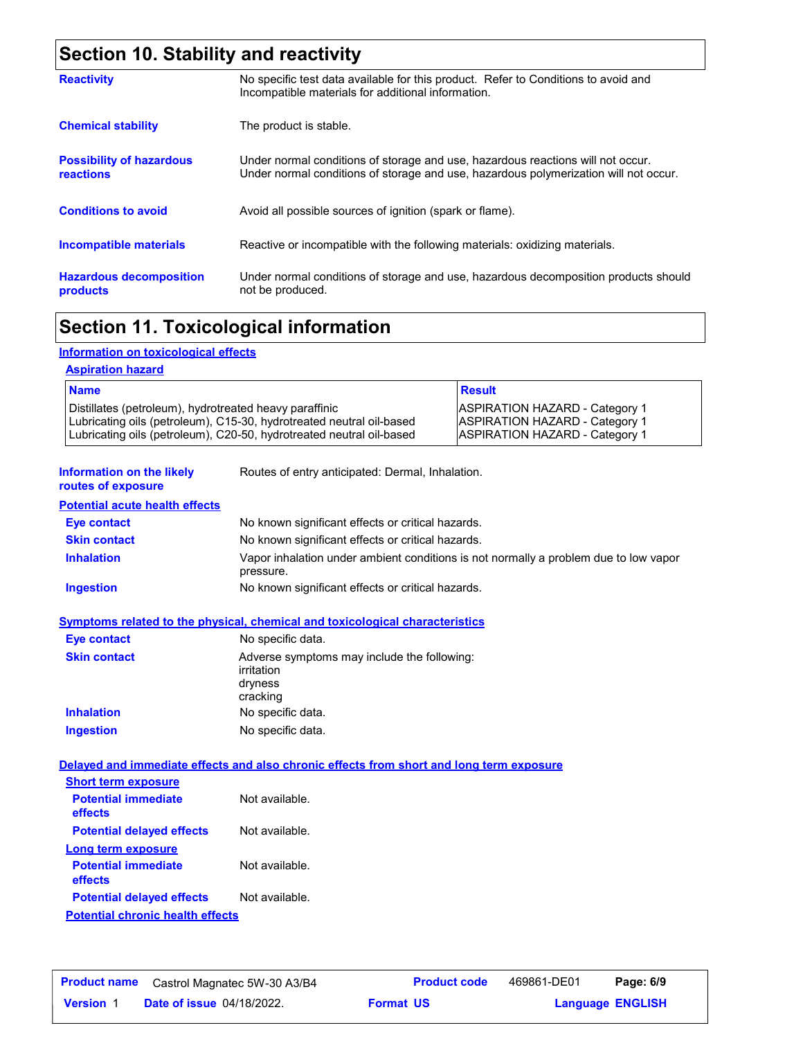## Section 10. Stability and reactivity

**Reactivity**
No specific test data available for this product. Refer to Conditions to avoid and Incompatible materials for additional information.

**Chemical stability**
The product is stable.

**Possibility of hazardous reactions**
Under normal conditions of storage and use, hazardous reactions will not occur.
Under normal conditions of storage and use, hazardous polymerization will not occur.

**Conditions to avoid**
Avoid all possible sources of ignition (spark or flame).

**Incompatible materials**
Reactive or incompatible with the following materials: oxidizing materials.

**Hazardous decomposition products**
Under normal conditions of storage and use, hazardous decomposition products should not be produced.

## Section 11. Toxicological information

### Information on toxicological effects

#### Aspiration hazard

| Name | Result |
|---|---|
| Distillates (petroleum), hydrotreated heavy paraffinic | ASPIRATION HAZARD - Category 1 |
| Lubricating oils (petroleum), C15-30, hydrotreated neutral oil-based | ASPIRATION HAZARD - Category 1 |
| Lubricating oils (petroleum), C20-50, hydrotreated neutral oil-based | ASPIRATION HAZARD - Category 1 |

**Information on the likely routes of exposure**
Routes of entry anticipated: Dermal, Inhalation.

### Potential acute health effects

**Eye contact**
No known significant effects or critical hazards.

**Skin contact**
No known significant effects or critical hazards.

**Inhalation**
Vapor inhalation under ambient conditions is not normally a problem due to low vapor pressure.

**Ingestion**
No known significant effects or critical hazards.

### Symptoms related to the physical, chemical and toxicological characteristics

**Eye contact**
No specific data.

**Skin contact**
Adverse symptoms may include the following:
irritation
dryness
cracking

**Inhalation**
No specific data.

**Ingestion**
No specific data.

### Delayed and immediate effects and also chronic effects from short and long term exposure

#### Short term exposure

**Potential immediate effects**
Not available.

**Potential delayed effects**
Not available.

#### Long term exposure

**Potential immediate effects**
Not available.

**Potential delayed effects**
Not available.

#### Potential chronic health effects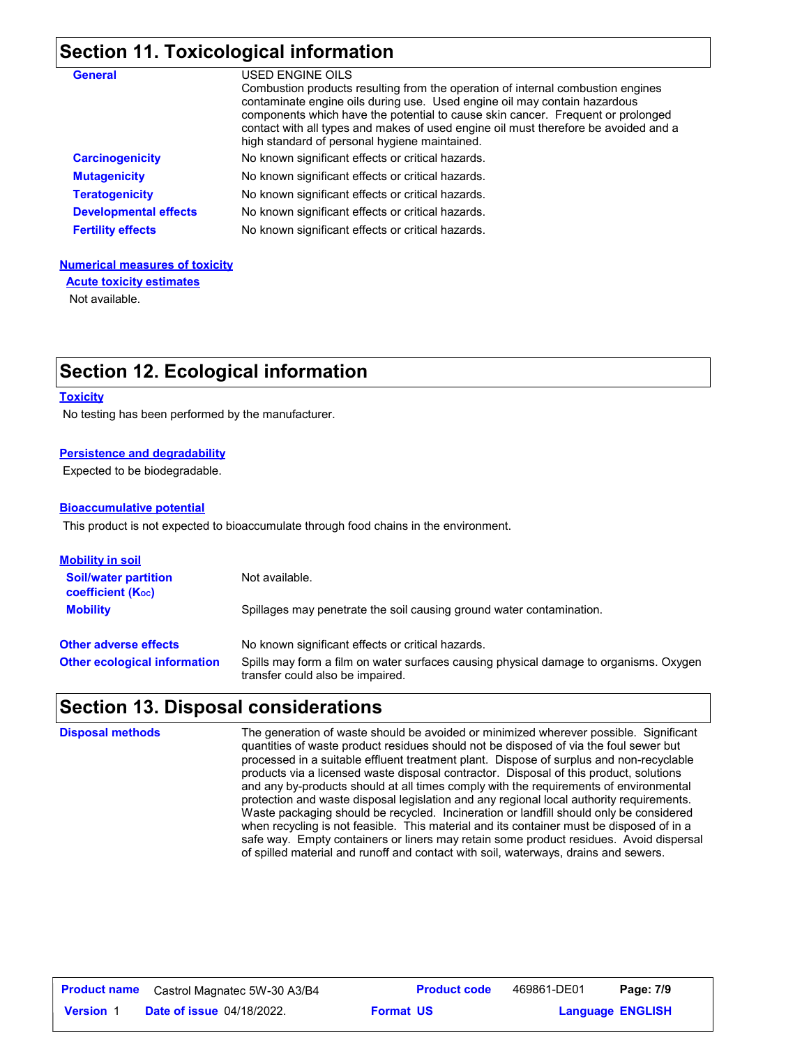## Section 11. Toxicological information

**General**

USED ENGINE OILS
Combustion products resulting from the operation of internal combustion engines contaminate engine oils during use. Used engine oil may contain hazardous components which have the potential to cause skin cancer. Frequent or prolonged contact with all types and makes of used engine oil must therefore be avoided and a high standard of personal hygiene maintained.

**Carcinogenicity** No known significant effects or critical hazards.

**Mutagenicity** No known significant effects or critical hazards.

**Teratogenicity** No known significant effects or critical hazards.

**Developmental effects** No known significant effects or critical hazards.

**Fertility effects** No known significant effects or critical hazards.

**Numerical measures of toxicity**

**Acute toxicity estimates**

Not available.

## Section 12. Ecological information

**Toxicity**

No testing has been performed by the manufacturer.

**Persistence and degradability**

Expected to be biodegradable.

**Bioaccumulative potential**

This product is not expected to bioaccumulate through food chains in the environment.

**Mobility in soil**

**Soil/water partition coefficient ($K_{OC}$)** Not available.

**Mobility** Spillages may penetrate the soil causing ground water contamination.

**Other adverse effects** No known significant effects or critical hazards.

**Other ecological information** Spills may form a film on water surfaces causing physical damage to organisms. Oxygen transfer could also be impaired.

## Section 13. Disposal considerations

**Disposal methods**

The generation of waste should be avoided or minimized wherever possible. Significant quantities of waste product residues should not be disposed of via the foul sewer but processed in a suitable effluent treatment plant. Dispose of surplus and non-recyclable products via a licensed waste disposal contractor. Disposal of this product, solutions and any by-products should at all times comply with the requirements of environmental protection and waste disposal legislation and any regional local authority requirements. Waste packaging should be recycled. Incineration or landfill should only be considered when recycling is not feasible. This material and its container must be disposed of in a safe way. Empty containers or liners may retain some product residues. Avoid dispersal of spilled material and runoff and contact with soil, waterways, drains and sewers.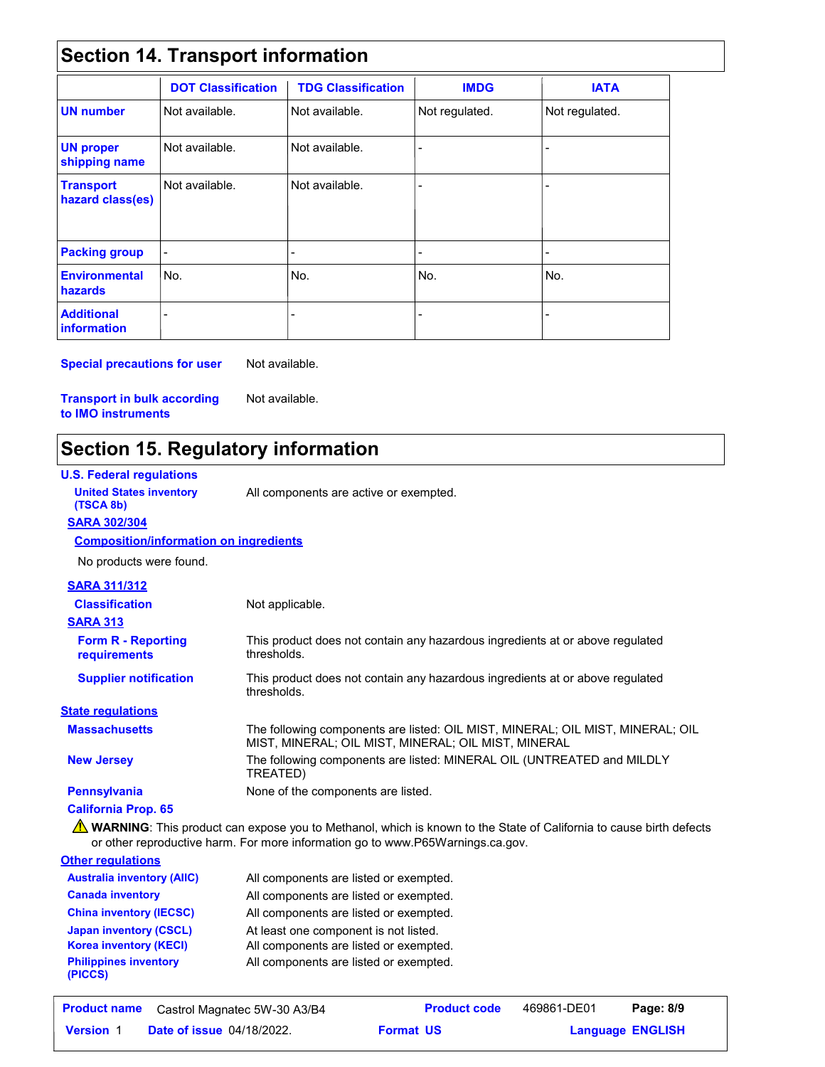## Section 14. Transport information

| | DOT Classification | TDG Classification | IMDG | IATA |
|---|---|---|---|---|
| **UN number** | Not available. | Not available. | Not regulated. | Not regulated. |
| **UN proper shipping name** | Not available. | Not available. | - | - |
| **Transport hazard class(es)** | Not available. | Not available. | - | - |
| **Packing group** | - | - | - | - |
| **Environmental hazards** | No. | No. | No. | No. |
| **Additional information** | - | - | - | - |

**Special precautions for user** Not available.

**Transport in bulk according to IMO instruments** Not available.

## Section 15. Regulatory information

**U.S. Federal regulations**

**United States inventory (TSCA 8b)** All components are active or exempted.

**SARA 302/304**

**Composition/information on ingredients**

No products were found.

**SARA 311/312**

**Classification** Not applicable.

**SARA 313**

**Form R - Reporting requirements** This product does not contain any hazardous ingredients at or above regulated thresholds.

**Supplier notification** This product does not contain any hazardous ingredients at or above regulated thresholds.

**State regulations**

**Massachusetts** The following components are listed: OIL MIST, MINERAL; OIL MIST, MINERAL; OIL MIST, MINERAL; OIL MIST, MINERAL; OIL MIST, MINERAL

**New Jersey** The following components are listed: MINERAL OIL (UNTREATED and MILDLY TREATED)

**Pennsylvania** None of the components are listed.

**California Prop. 65**

⚠ **WARNING**: This product can expose you to Methanol, which is known to the State of California to cause birth defects or other reproductive harm. For more information go to www.P65Warnings.ca.gov.

**Other regulations**

**Australia inventory (AIIC)** All components are listed or exempted.

**Canada inventory** All components are listed or exempted.

**China inventory (IECSC)** All components are listed or exempted.

**Japan inventory (CSCL)** At least one component is not listed.

**Korea inventory (KECI)** All components are listed or exempted.

**Philippines inventory (PICCS)** All components are listed or exempted.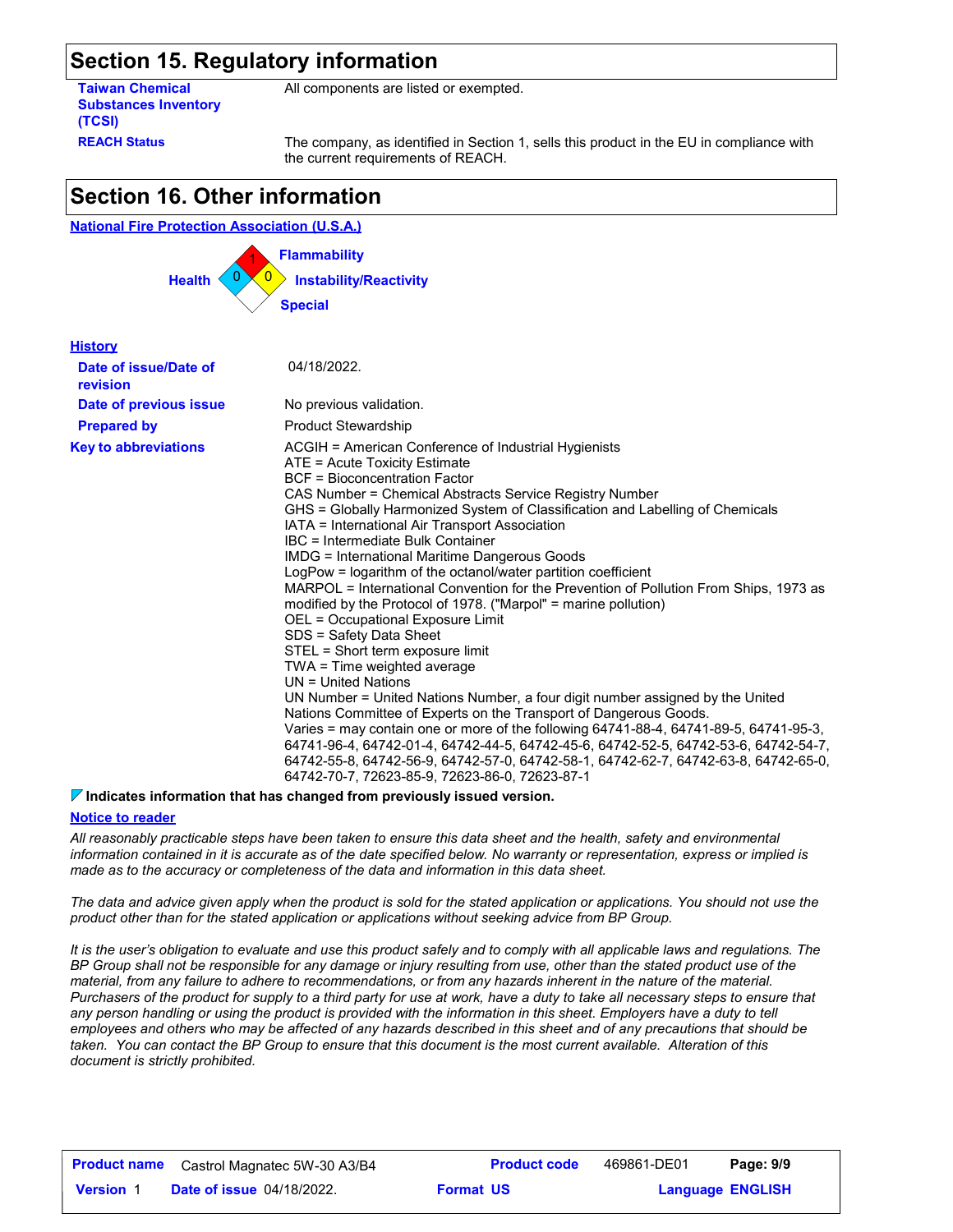## Section 15. Regulatory information

**Taiwan Chemical Substances Inventory (TCSI)**
All components are listed or exempted.

**REACH Status**
The company, as identified in Section 1, sells this product in the EU in compliance with the current requirements of REACH.

## Section 16. Other information

**National Fire Protection Association (U.S.A.)**

Health: 0
Flammability: 1
Instability/Reactivity: 0
Special

**History**

**Date of issue/Date of revision**
04/18/2022.

**Date of previous issue**
No previous validation.

**Prepared by**
Product Stewardship

**Key to abbreviations**
ACGIH = American Conference of Industrial Hygienists
ATE = Acute Toxicity Estimate
BCF = Bioconcentration Factor
CAS Number = Chemical Abstracts Service Registry Number
GHS = Globally Harmonized System of Classification and Labelling of Chemicals
IATA = International Air Transport Association
IBC = Intermediate Bulk Container
IMDG = International Maritime Dangerous Goods
LogPow = logarithm of the octanol/water partition coefficient
MARPOL = International Convention for the Prevention of Pollution From Ships, 1973 as modified by the Protocol of 1978. ("Marpol" = marine pollution)
OEL = Occupational Exposure Limit
SDS = Safety Data Sheet
STEL = Short term exposure limit
TWA = Time weighted average
UN = United Nations
UN Number = United Nations Number, a four digit number assigned by the United Nations Committee of Experts on the Transport of Dangerous Goods.
Varies = may contain one or more of the following 64741-88-4, 64741-89-5, 64741-95-3, 64741-96-4, 64742-01-4, 64742-44-5, 64742-45-6, 64742-52-5, 64742-53-6, 64742-54-7, 64742-55-8, 64742-56-9, 64742-57-0, 64742-58-1, 64742-62-7, 64742-63-8, 64742-65-0, 64742-70-7, 72623-85-9, 72623-86-0, 72623-87-1

**Indicates information that has changed from previously issued version.**

**Notice to reader**

*All reasonably practicable steps have been taken to ensure this data sheet and the health, safety and environmental information contained in it is accurate as of the date specified below. No warranty or representation, express or implied is made as to the accuracy or completeness of the data and information in this data sheet.*

*The data and advice given apply when the product is sold for the stated application or applications. You should not use the product other than for the stated application or applications without seeking advice from BP Group.*

*It is the user's obligation to evaluate and use this product safely and to comply with all applicable laws and regulations. The BP Group shall not be responsible for any damage or injury resulting from use, other than the stated product use of the material, from any failure to adhere to recommendations, or from any hazards inherent in the nature of the material. Purchasers of the product for supply to a third party for use at work, have a duty to take all necessary steps to ensure that any person handling or using the product is provided with the information in this sheet. Employers have a duty to tell employees and others who may be affected of any hazards described in this sheet and of any precautions that should be taken. You can contact the BP Group to ensure that this document is the most current available. Alteration of this document is strictly prohibited.*